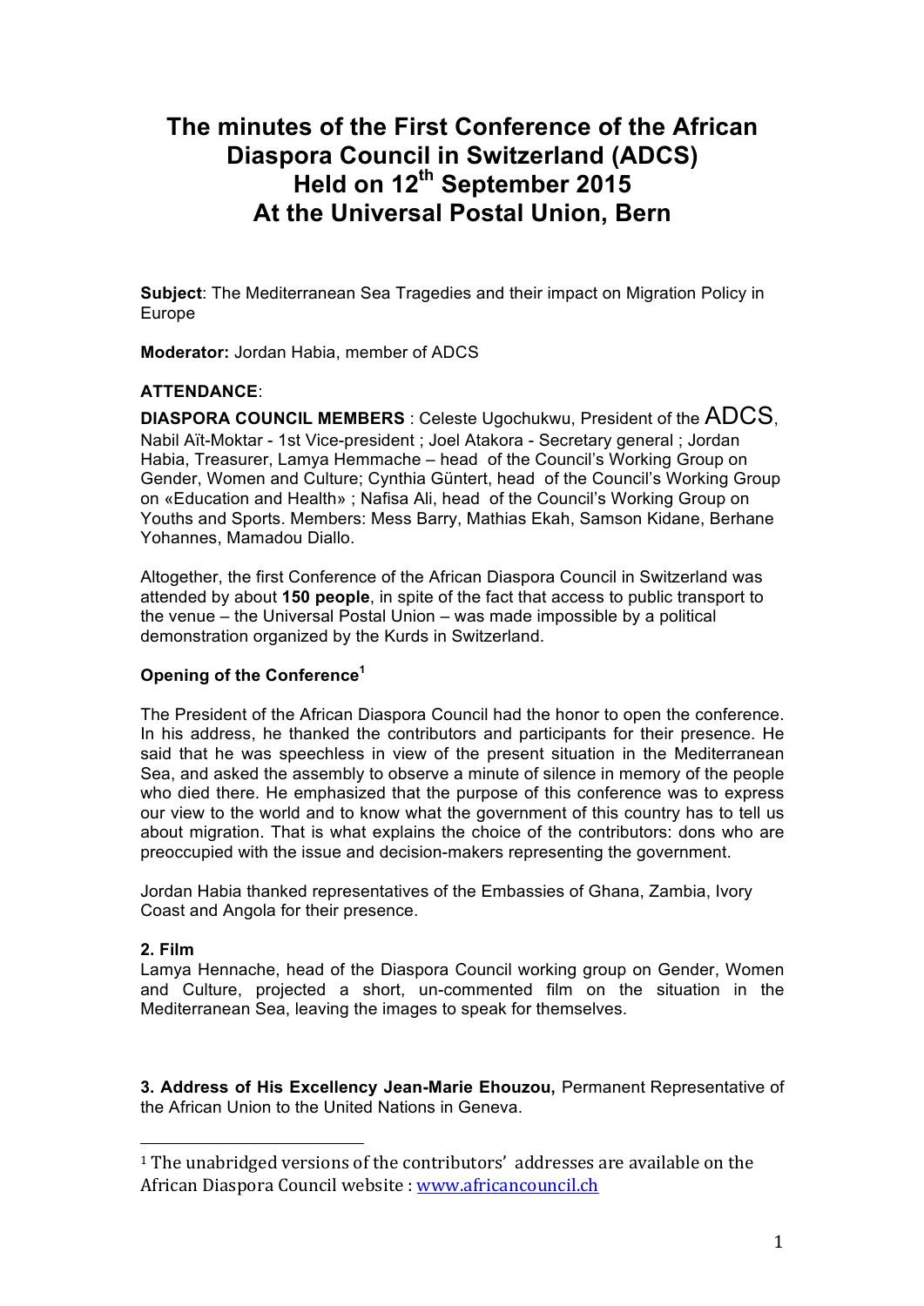# The minutes of the First Conference of the African Diaspora Council in Switzerland (ADCS) Held on 12th September 2015 At the Universal Postal Union, Bern

**Subject**: The Mediterranean Sea Tragedies and their impact on Migration Policy in Europe

**Moderator:** Jordan Habia, member of ADCS

**ATTENDANCE**:

**DIASPORA COUNCIL MEMBERS** : Celeste Ugochukwu, President of the ADCS, Nabil Aït-Moktar - 1st Vice-president ; Joel Atakora - Secretary general ; Jordan Habia, Treasurer, Lamya Hemmache – head of the Council's Working Group on Gender, Women and Culture; Cynthia Güntert, head of the Council's Working Group on «Education and Health» ; Nafisa Ali, head of the Council's Working Group on Youths and Sports. Members: Mess Barry, Mathias Ekah, Samson Kidane, Berhane Yohannes, Mamadou Diallo.

Altogether, the first Conference of the African Diaspora Council in Switzerland was attended by about **150 people**, in spite of the fact that access to public transport to the venue – the Universal Postal Union – was made impossible by a political demonstration organized by the Kurds in Switzerland.

**Opening of the Conference**[1]

The President of the African Diaspora Council had the honor to open the conference. In his address, he thanked the contributors and participants for their presence. He said that he was speechless in view of the present situation in the Mediterranean Sea, and asked the assembly to observe a minute of silence in memory of the people who died there. He emphasized that the purpose of this conference was to express our view to the world and to know what the government of this country has to tell us about migration. That is what explains the choice of the contributors: dons who are preoccupied with the issue and decision-makers representing the government.

Jordan Habia thanked representatives of the Embassies of Ghana, Zambia, Ivory Coast and Angola for their presence.

**2. Film**

Lamya Hennache, head of the Diaspora Council working group on Gender, Women and Culture, projected a short, un-commented film on the situation in the Mediterranean Sea, leaving the images to speak for themselves.

**3. Address of His Excellency Jean-Marie Ehouzou,** Permanent Representative of the African Union to the United Nations in Geneva.

---

[1] The unabridged versions of the contributors' addresses are available on the African Diaspora Council website : www.africancouncil.ch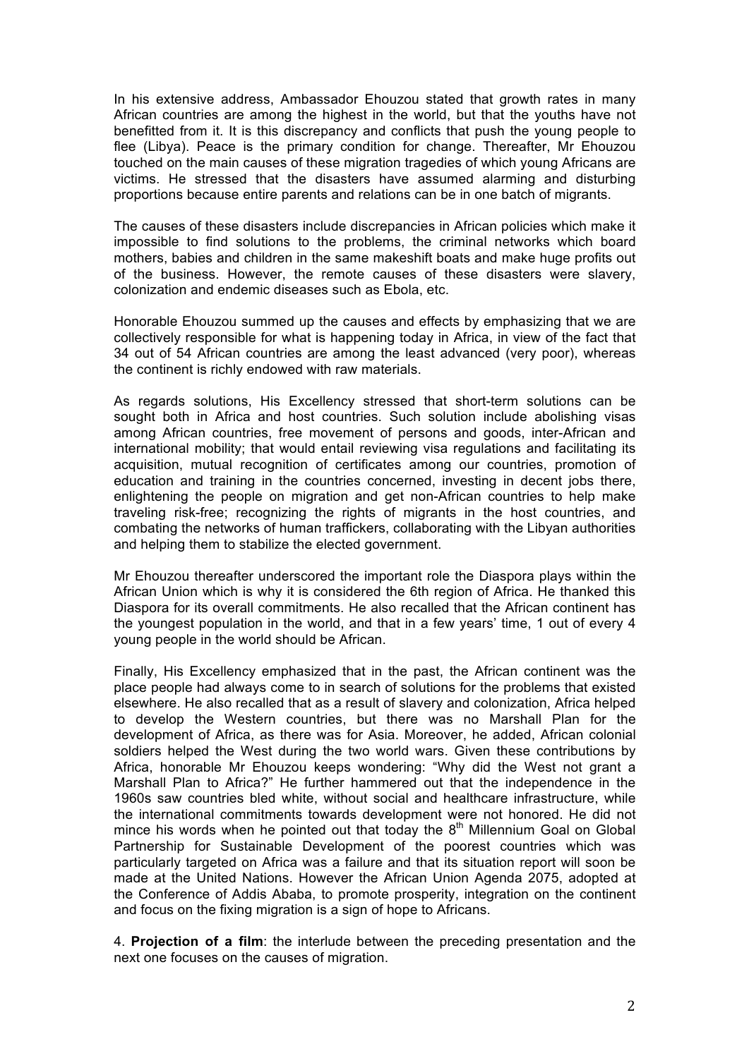In his extensive address, Ambassador Ehouzou stated that growth rates in many African countries are among the highest in the world, but that the youths have not benefitted from it. It is this discrepancy and conflicts that push the young people to flee (Libya). Peace is the primary condition for change. Thereafter, Mr Ehouzou touched on the main causes of these migration tragedies of which young Africans are victims. He stressed that the disasters have assumed alarming and disturbing proportions because entire parents and relations can be in one batch of migrants.

The causes of these disasters include discrepancies in African policies which make it impossible to find solutions to the problems, the criminal networks which board mothers, babies and children in the same makeshift boats and make huge profits out of the business. However, the remote causes of these disasters were slavery, colonization and endemic diseases such as Ebola, etc.

Honorable Ehouzou summed up the causes and effects by emphasizing that we are collectively responsible for what is happening today in Africa, in view of the fact that 34 out of 54 African countries are among the least advanced (very poor), whereas the continent is richly endowed with raw materials.

As regards solutions, His Excellency stressed that short-term solutions can be sought both in Africa and host countries. Such solution include abolishing visas among African countries, free movement of persons and goods, inter-African and international mobility; that would entail reviewing visa regulations and facilitating its acquisition, mutual recognition of certificates among our countries, promotion of education and training in the countries concerned, investing in decent jobs there, enlightening the people on migration and get non-African countries to help make traveling risk-free; recognizing the rights of migrants in the host countries, and combating the networks of human traffickers, collaborating with the Libyan authorities and helping them to stabilize the elected government.

Mr Ehouzou thereafter underscored the important role the Diaspora plays within the African Union which is why it is considered the 6th region of Africa. He thanked this Diaspora for its overall commitments. He also recalled that the African continent has the youngest population in the world, and that in a few years' time, 1 out of every 4 young people in the world should be African.

Finally, His Excellency emphasized that in the past, the African continent was the place people had always come to in search of solutions for the problems that existed elsewhere. He also recalled that as a result of slavery and colonization, Africa helped to develop the Western countries, but there was no Marshall Plan for the development of Africa, as there was for Asia. Moreover, he added, African colonial soldiers helped the West during the two world wars. Given these contributions by Africa, honorable Mr Ehouzou keeps wondering: "Why did the West not grant a Marshall Plan to Africa?" He further hammered out that the independence in the 1960s saw countries bled white, without social and healthcare infrastructure, while the international commitments towards development were not honored. He did not mince his words when he pointed out that today the 8th Millennium Goal on Global Partnership for Sustainable Development of the poorest countries which was particularly targeted on Africa was a failure and that its situation report will soon be made at the United Nations. However the African Union Agenda 2075, adopted at the Conference of Addis Ababa, to promote prosperity, integration on the continent and focus on the fixing migration is a sign of hope to Africans.

4. **Projection of a film**: the interlude between the preceding presentation and the next one focuses on the causes of migration.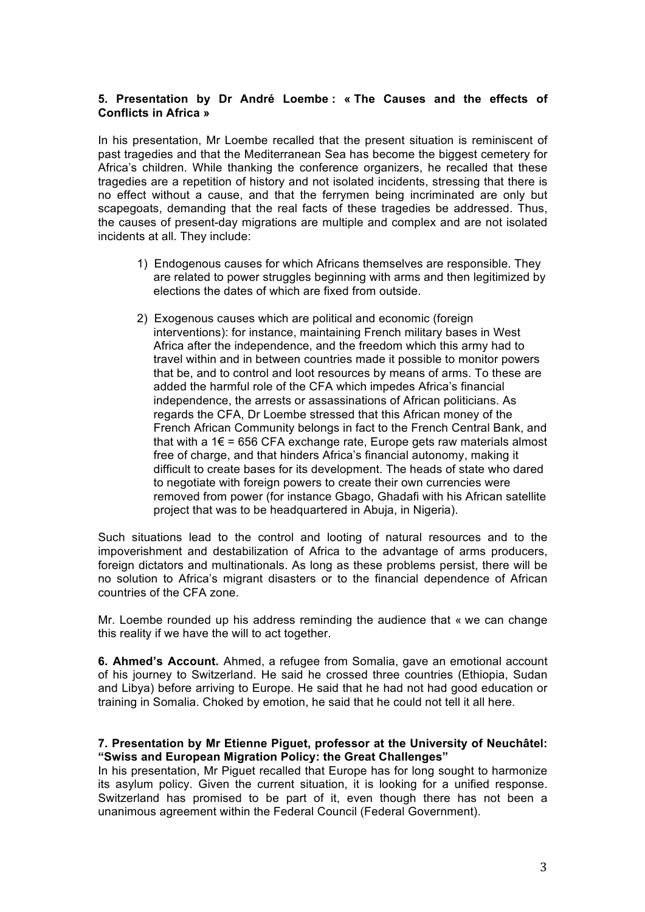**5. Presentation by Dr André Loembe : « The Causes and the effects of Conflicts in Africa »**

In his presentation, Mr Loembe recalled that the present situation is reminiscent of past tragedies and that the Mediterranean Sea has become the biggest cemetery for Africa's children. While thanking the conference organizers, he recalled that these tragedies are a repetition of history and not isolated incidents, stressing that there is no effect without a cause, and that the ferrymen being incriminated are only but scapegoats, demanding that the real facts of these tragedies be addressed. Thus, the causes of present-day migrations are multiple and complex and are not isolated incidents at all. They include:

1) Endogenous causes for which Africans themselves are responsible. They are related to power struggles beginning with arms and then legitimized by elections the dates of which are fixed from outside.

2) Exogenous causes which are political and economic (foreign interventions): for instance, maintaining French military bases in West Africa after the independence, and the freedom which this army had to travel within and in between countries made it possible to monitor powers that be, and to control and loot resources by means of arms. To these are added the harmful role of the CFA which impedes Africa's financial independence, the arrests or assassinations of African politicians. As regards the CFA, Dr Loembe stressed that this African money of the French African Community belongs in fact to the French Central Bank, and that with a 1€ = 656 CFA exchange rate, Europe gets raw materials almost free of charge, and that hinders Africa's financial autonomy, making it difficult to create bases for its development. The heads of state who dared to negotiate with foreign powers to create their own currencies were removed from power (for instance Gbago, Ghadafi with his African satellite project that was to be headquartered in Abuja, in Nigeria).

Such situations lead to the control and looting of natural resources and to the impoverishment and destabilization of Africa to the advantage of arms producers, foreign dictators and multinationals. As long as these problems persist, there will be no solution to Africa's migrant disasters or to the financial dependence of African countries of the CFA zone.

Mr. Loembe rounded up his address reminding the audience that « we can change this reality if we have the will to act together.

**6. Ahmed's Account.** Ahmed, a refugee from Somalia, gave an emotional account of his journey to Switzerland. He said he crossed three countries (Ethiopia, Sudan and Libya) before arriving to Europe. He said that he had not had good education or training in Somalia. Choked by emotion, he said that he could not tell it all here.

**7. Presentation by Mr Etienne Piguet, professor at the University of Neuchâtel: "Swiss and European Migration Policy: the Great Challenges"**

In his presentation, Mr Piguet recalled that Europe has for long sought to harmonize its asylum policy. Given the current situation, it is looking for a unified response. Switzerland has promised to be part of it, even though there has not been a unanimous agreement within the Federal Council (Federal Government).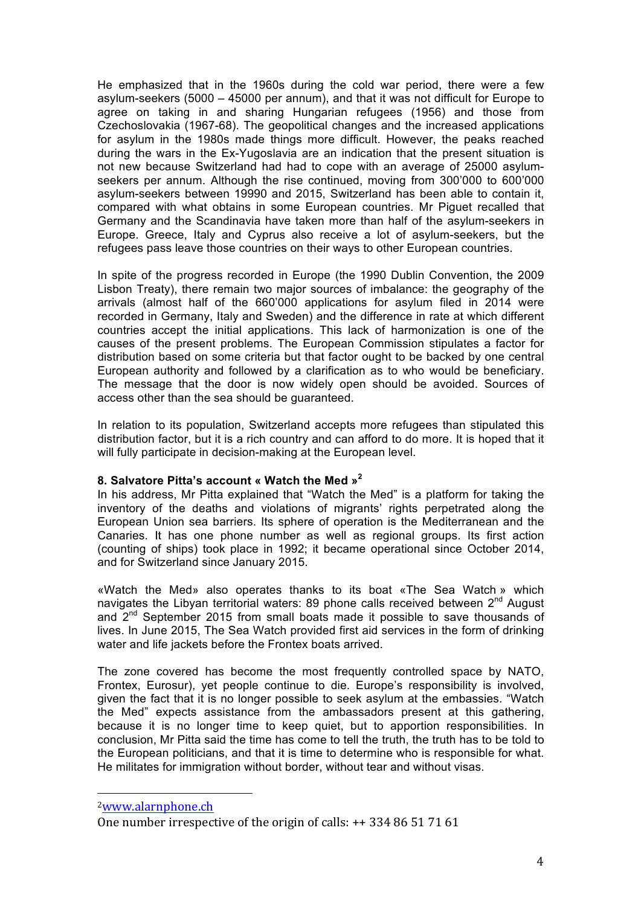He emphasized that in the 1960s during the cold war period, there were a few asylum-seekers (5000 – 45000 per annum), and that it was not difficult for Europe to agree on taking in and sharing Hungarian refugees (1956) and those from Czechoslovakia (1967-68). The geopolitical changes and the increased applications for asylum in the 1980s made things more difficult. However, the peaks reached during the wars in the Ex-Yugoslavia are an indication that the present situation is not new because Switzerland had had to cope with an average of 25000 asylum-seekers per annum. Although the rise continued, moving from 300'000 to 600'000 asylum-seekers between 19990 and 2015, Switzerland has been able to contain it, compared with what obtains in some European countries. Mr Piguet recalled that Germany and the Scandinavia have taken more than half of the asylum-seekers in Europe. Greece, Italy and Cyprus also receive a lot of asylum-seekers, but the refugees pass leave those countries on their ways to other European countries.

In spite of the progress recorded in Europe (the 1990 Dublin Convention, the 2009 Lisbon Treaty), there remain two major sources of imbalance: the geography of the arrivals (almost half of the 660'000 applications for asylum filed in 2014 were recorded in Germany, Italy and Sweden) and the difference in rate at which different countries accept the initial applications. This lack of harmonization is one of the causes of the present problems. The European Commission stipulates a factor for distribution based on some criteria but that factor ought to be backed by one central European authority and followed by a clarification as to who would be beneficiary. The message that the door is now widely open should be avoided. Sources of access other than the sea should be guaranteed.

In relation to its population, Switzerland accepts more refugees than stipulated this distribution factor, but it is a rich country and can afford to do more. It is hoped that it will fully participate in decision-making at the European level.

**8. Salvatore Pitta's account « Watch the Med »[2]**

In his address, Mr Pitta explained that "Watch the Med" is a platform for taking the inventory of the deaths and violations of migrants' rights perpetrated along the European Union sea barriers. Its sphere of operation is the Mediterranean and the Canaries. It has one phone number as well as regional groups. Its first action (counting of ships) took place in 1992; it became operational since October 2014, and for Switzerland since January 2015.

«Watch the Med» also operates thanks to its boat «The Sea Watch» which navigates the Libyan territorial waters: 89 phone calls received between 2nd August and 2nd September 2015 from small boats made it possible to save thousands of lives. In June 2015, The Sea Watch provided first aid services in the form of drinking water and life jackets before the Frontex boats arrived.

The zone covered has become the most frequently controlled space by NATO, Frontex, Eurosur), yet people continue to die. Europe's responsibility is involved, given the fact that it is no longer possible to seek asylum at the embassies. "Watch the Med" expects assistance from the ambassadors present at this gathering, because it is no longer time to keep quiet, but to apportion responsibilities. In conclusion, Mr Pitta said the time has come to tell the truth, the truth has to be told to the European politicians, and that it is time to determine who is responsible for what. He militates for immigration without border, without tear and without visas.

---

[2] www.alarnphone.ch

One number irrespective of the origin of calls: ++ 334 86 51 71 61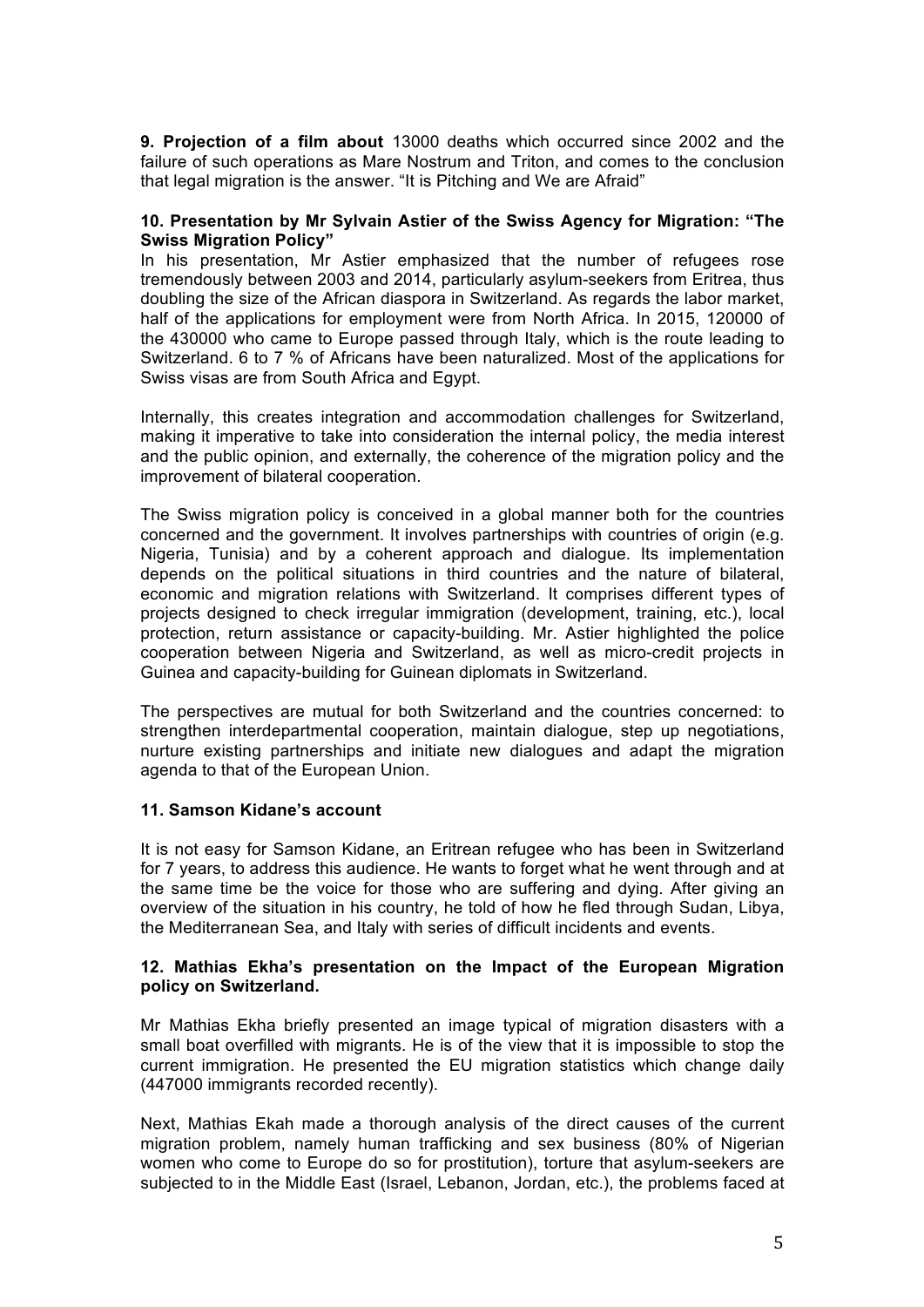**9. Projection of a film about** 13000 deaths which occurred since 2002 and the failure of such operations as Mare Nostrum and Triton, and comes to the conclusion that legal migration is the answer. "It is Pitching and We are Afraid"

**10. Presentation by Mr Sylvain Astier of the Swiss Agency for Migration: "The Swiss Migration Policy"**

In his presentation, Mr Astier emphasized that the number of refugees rose tremendously between 2003 and 2014, particularly asylum-seekers from Eritrea, thus doubling the size of the African diaspora in Switzerland. As regards the labor market, half of the applications for employment were from North Africa. In 2015, 120000 of the 430000 who came to Europe passed through Italy, which is the route leading to Switzerland. 6 to 7 % of Africans have been naturalized. Most of the applications for Swiss visas are from South Africa and Egypt.

Internally, this creates integration and accommodation challenges for Switzerland, making it imperative to take into consideration the internal policy, the media interest and the public opinion, and externally, the coherence of the migration policy and the improvement of bilateral cooperation.

The Swiss migration policy is conceived in a global manner both for the countries concerned and the government. It involves partnerships with countries of origin (e.g. Nigeria, Tunisia) and by a coherent approach and dialogue. Its implementation depends on the political situations in third countries and the nature of bilateral, economic and migration relations with Switzerland. It comprises different types of projects designed to check irregular immigration (development, training, etc.), local protection, return assistance or capacity-building. Mr. Astier highlighted the police cooperation between Nigeria and Switzerland, as well as micro-credit projects in Guinea and capacity-building for Guinean diplomats in Switzerland.

The perspectives are mutual for both Switzerland and the countries concerned: to strengthen interdepartmental cooperation, maintain dialogue, step up negotiations, nurture existing partnerships and initiate new dialogues and adapt the migration agenda to that of the European Union.

**11. Samson Kidane's account**

It is not easy for Samson Kidane, an Eritrean refugee who has been in Switzerland for 7 years, to address this audience. He wants to forget what he went through and at the same time be the voice for those who are suffering and dying. After giving an overview of the situation in his country, he told of how he fled through Sudan, Libya, the Mediterranean Sea, and Italy with series of difficult incidents and events.

**12. Mathias Ekha's presentation on the Impact of the European Migration policy on Switzerland.**

Mr Mathias Ekha briefly presented an image typical of migration disasters with a small boat overfilled with migrants. He is of the view that it is impossible to stop the current immigration. He presented the EU migration statistics which change daily (447000 immigrants recorded recently).

Next, Mathias Ekah made a thorough analysis of the direct causes of the current migration problem, namely human trafficking and sex business (80% of Nigerian women who come to Europe do so for prostitution), torture that asylum-seekers are subjected to in the Middle East (Israel, Lebanon, Jordan, etc.), the problems faced at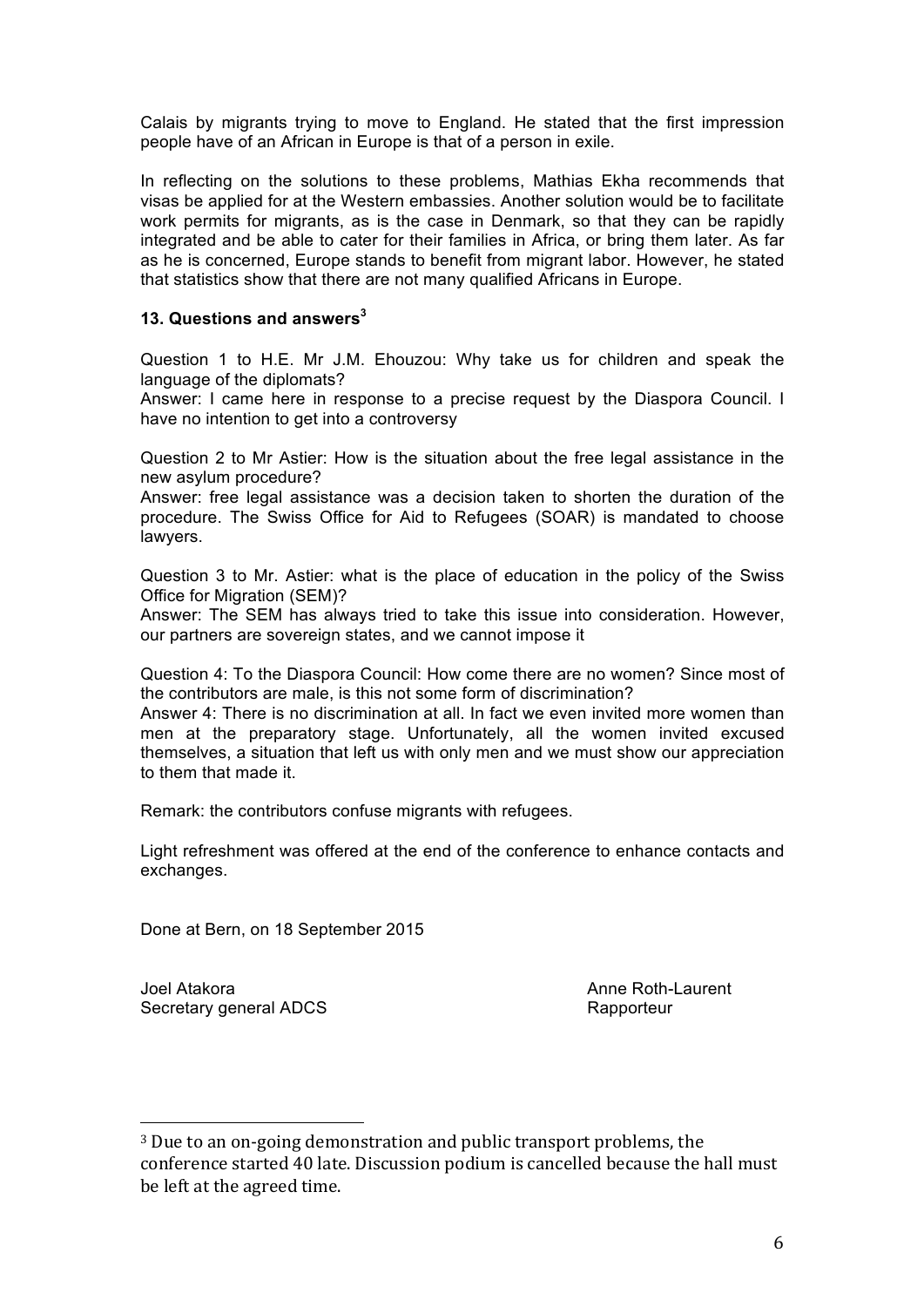Calais by migrants trying to move to England. He stated that the first impression people have of an African in Europe is that of a person in exile.

In reflecting on the solutions to these problems, Mathias Ekha recommends that visas be applied for at the Western embassies. Another solution would be to facilitate work permits for migrants, as is the case in Denmark, so that they can be rapidly integrated and be able to cater for their families in Africa, or bring them later. As far as he is concerned, Europe stands to benefit from migrant labor. However, he stated that statistics show that there are not many qualified Africans in Europe.

**13. Questions and answers[3]**

Question 1 to H.E. Mr J.M. Ehouzou: Why take us for children and speak the language of the diplomats?
Answer: I came here in response to a precise request by the Diaspora Council. I have no intention to get into a controversy

Question 2 to Mr Astier: How is the situation about the free legal assistance in the new asylum procedure?
Answer: free legal assistance was a decision taken to shorten the duration of the procedure. The Swiss Office for Aid to Refugees (SOAR) is mandated to choose lawyers.

Question 3 to Mr. Astier: what is the place of education in the policy of the Swiss Office for Migration (SEM)?
Answer: The SEM has always tried to take this issue into consideration. However, our partners are sovereign states, and we cannot impose it

Question 4: To the Diaspora Council: How come there are no women? Since most of the contributors are male, is this not some form of discrimination?
Answer 4: There is no discrimination at all. In fact we even invited more women than men at the preparatory stage. Unfortunately, all the women invited excused themselves, a situation that left us with only men and we must show our appreciation to them that made it.

Remark: the contributors confuse migrants with refugees.

Light refreshment was offered at the end of the conference to enhance contacts and exchanges.

Done at Bern, on 18 September 2015

Joel Atakora
Secretary general ADCS

Anne Roth-Laurent
Rapporteur

---

[3] Due to an on-going demonstration and public transport problems, the conference started 40 late. Discussion podium is cancelled because the hall must be left at the agreed time.